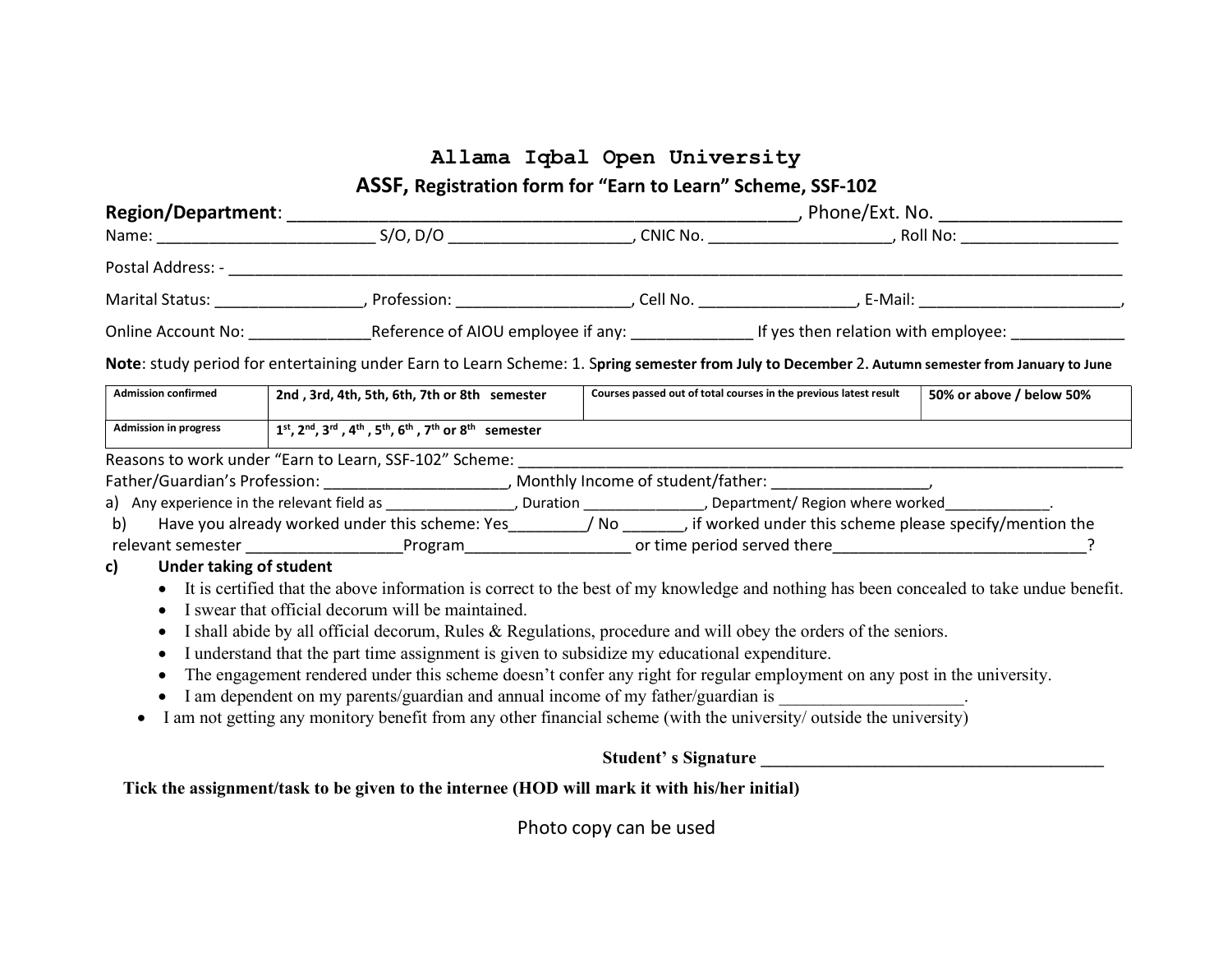# Allama Iqbal Open University

## ASSF, Registration form for "Earn to Learn" Scheme, SSF-102

**Region/Department**: _____________________________________________________, Phone/Ext. No. __________________

Name: ________________________ S/O, D/O ____________________, CNIC No. ____________________, Roll No: _________________

Postal Address: - ____________________________________________________________________________________________

Marital Status: ________________, Profession: ___________________, Cell No. _________________, E-Mail: ______________________,

Online Account No: _____________Reference of AIOU employee if any: _____________ If yes then relation with employee: ____________

**Note**: study period for entertaining under Earn to Learn Scheme: 1. S**pring semester from July to December** 2. **Autumn semester from January to June**

| Admission confirmed | 2nd , 3rd, 4th, 5th, 6th, 7th or 8th semester | Courses passed out of total courses in the previous latest result | 50% or above / below 50% |
|---|---|---|---|
| Admission in progress | 1st, 2nd, 3rd , 4th , 5th, 6th , 7th or 8th semester | | |

Reasons to work under "Earn to Learn, SSF-102" Scheme: ______________________________________________________________

Father/Guardian's Profession: ____________________, Monthly Income of student/father: _________________,

a) Any experience in the relevant field as _______________, Duration ______________, Department/ Region where worked____________.

b) Have you already worked under this scheme: Yes________/ No _______, if worked under this scheme please specify/mention the relevant semester _________________Program__________________ or time period served there_____________________________?

**c) Under taking of student**

- It is certified that the above information is correct to the best of my knowledge and nothing has been concealed to take undue benefit.
- I swear that official decorum will be maintained.
- I shall abide by all official decorum, Rules & Regulations, procedure and will obey the orders of the seniors.
- I understand that the part time assignment is given to subsidize my educational expenditure.
- The engagement rendered under this scheme doesn't confer any right for regular employment on any post in the university.
- I am dependent on my parents/guardian and annual income of my father/guardian is ____________________.
- I am not getting any monitory benefit from any other financial scheme (with the university/ outside the university)

**Student' s Signature ______________________________________**

**Tick the assignment/task to be given to the internee (HOD will mark it with his/her initial)**

Photo copy can be used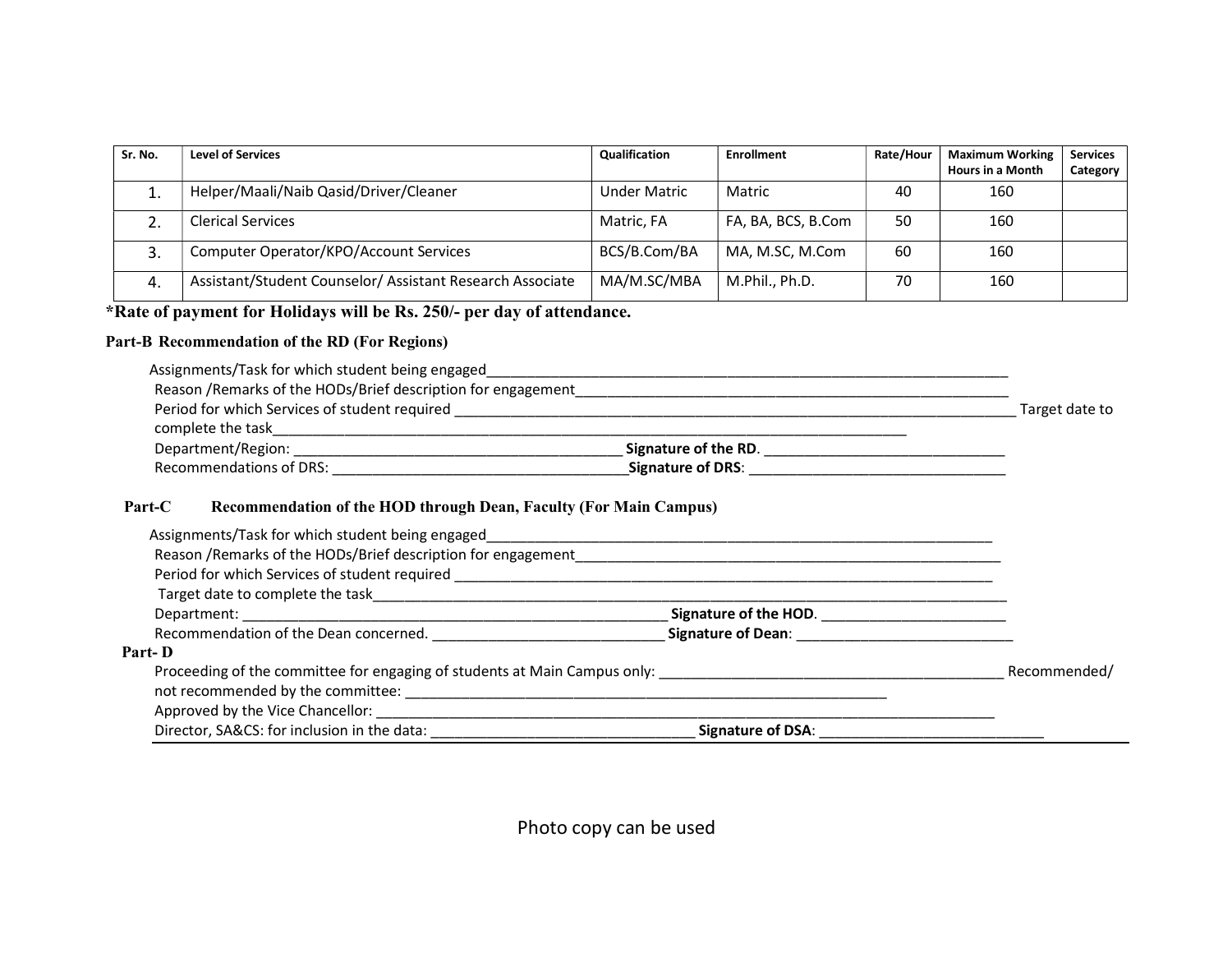| Sr. No. | Level of Services | Qualification | Enrollment | Rate/Hour | Maximum Working Hours in a Month | Services Category |
|---|---|---|---|---|---|---|
| 1. | Helper/Maali/Naib Qasid/Driver/Cleaner | Under Matric | Matric | 40 | 160 | |
| 2. | Clerical Services | Matric, FA | FA, BA, BCS, B.Com | 50 | 160 | |
| 3. | Computer Operator/KPO/Account Services | BCS/B.Com/BA | MA, M.SC, M.Com | 60 | 160 | |
| 4. | Assistant/Student Counselor/ Assistant Research Associate | MA/M.SC/MBA | M.Phil., Ph.D. | 70 | 160 | |

**\*Rate of payment for Holidays will be Rs. 250/- per day of attendance.**

**Part-B Recommendation of the RD (For Regions)**

Assignments/Task for which student being engaged_______________________________________________________________________

Reason /Remarks of the HODs/Brief description for engagement_______________________________________________________

Period for which Services of student required ___________________________________________________________________ Target date to complete the task_______________________________________________________________________

Department/Region: ________________________________________ **Signature of the RD**. ______________________________

Recommendations of DRS: _____________________________________**Signature of DRS**: _________________________________

**Part-C Recommendation of the HOD through Dean, Faculty (For Main Campus)**

Assignments/Task for which student being engaged_____________________________________________________________

Reason /Remarks of the HODs/Brief description for engagement_____________________________________________________

Period for which Services of student required ________________________________________________________________

Target date to complete the task_____________________________________________________________________________

Department: ____________________________________________________ **Signature of the HOD**. ________________________

Recommendation of the Dean concerned. _____________________________ **Signature of Dean**: ___________________________

**Part- D**

Proceeding of the committee for engaging of students at Main Campus only: ___________________________________________ Recommended/ not recommended by the committee: ________________________________________________________________

Approved by the Vice Chancellor: ____________________________________________________________________________

Director, SA&CS: for inclusion in the data: _________________________________ **Signature of DSA**: _____________________________

Photo copy can be used